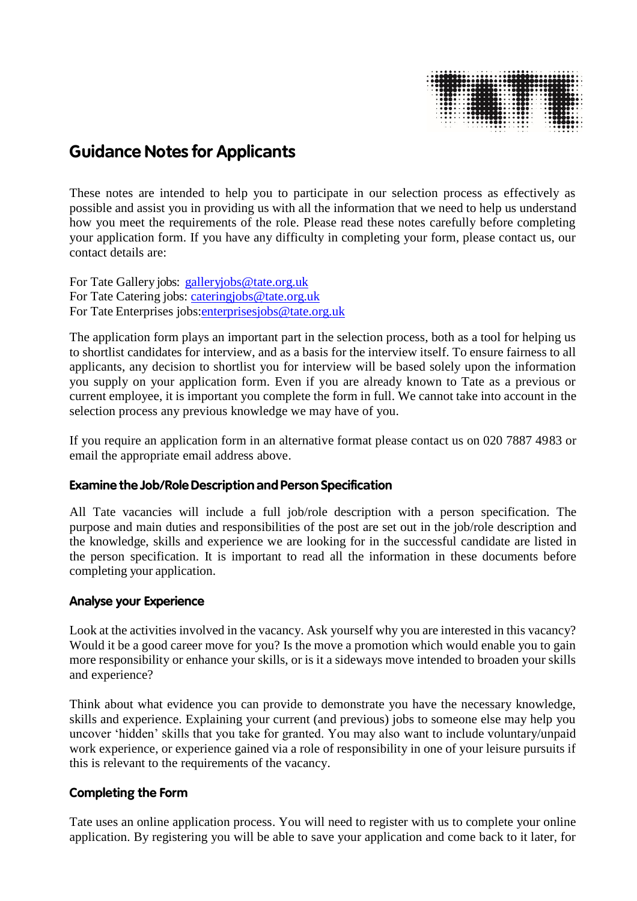# Guidance Notes for Applicants

These notes are intended to help you to participate in our selection process as effectively as possible and assist you in providing us with all the information that we need to help us understand how you meet the requirements of the role. Please read these notes carefully before completing your application form. If you have any difficulty in completing your form, please contact us, our contact details are:

For Tate Gallery jobs: galleryjobs@tate.org.uk
For Tate Catering jobs: cateringjobs@tate.org.uk
For Tate Enterprises jobs: enterprisesjobs@tate.org.uk

The application form plays an important part in the selection process, both as a tool for helping us to shortlist candidates for interview, and as a basis for the interview itself. To ensure fairness to all applicants, any decision to shortlist you for interview will be based solely upon the information you supply on your application form. Even if you are already known to Tate as a previous or current employee, it is important you complete the form in full. We cannot take into account in the selection process any previous knowledge we may have of you.

If you require an application form in an alternative format please contact us on 020 7887 4983 or email the appropriate email address above.

### Examine the Job/Role Description and Person Specification

All Tate vacancies will include a full job/role description with a person specification. The purpose and main duties and responsibilities of the post are set out in the job/role description and the knowledge, skills and experience we are looking for in the successful candidate are listed in the person specification. It is important to read all the information in these documents before completing your application.

### Analyse your Experience

Look at the activities involved in the vacancy. Ask yourself why you are interested in this vacancy? Would it be a good career move for you? Is the move a promotion which would enable you to gain more responsibility or enhance your skills, or is it a sideways move intended to broaden your skills and experience?

Think about what evidence you can provide to demonstrate you have the necessary knowledge, skills and experience. Explaining your current (and previous) jobs to someone else may help you uncover 'hidden' skills that you take for granted. You may also want to include voluntary/unpaid work experience, or experience gained via a role of responsibility in one of your leisure pursuits if this is relevant to the requirements of the vacancy.

### Completing the Form

Tate uses an online application process. You will need to register with us to complete your online application. By registering you will be able to save your application and come back to it later, for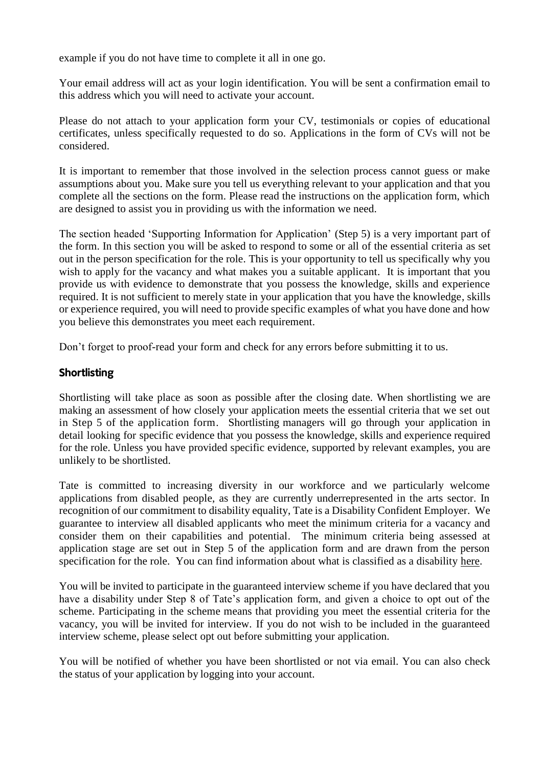example if you do not have time to complete it all in one go.

Your email address will act as your login identification. You will be sent a confirmation email to this address which you will need to activate your account.

Please do not attach to your application form your CV, testimonials or copies of educational certificates, unless specifically requested to do so. Applications in the form of CVs will not be considered.

It is important to remember that those involved in the selection process cannot guess or make assumptions about you. Make sure you tell us everything relevant to your application and that you complete all the sections on the form. Please read the instructions on the application form, which are designed to assist you in providing us with the information we need.

The section headed 'Supporting Information for Application' (Step 5) is a very important part of the form. In this section you will be asked to respond to some or all of the essential criteria as set out in the person specification for the role. This is your opportunity to tell us specifically why you wish to apply for the vacancy and what makes you a suitable applicant. It is important that you provide us with evidence to demonstrate that you possess the knowledge, skills and experience required. It is not sufficient to merely state in your application that you have the knowledge, skills or experience required, you will need to provide specific examples of what you have done and how you believe this demonstrates you meet each requirement.

Don't forget to proof-read your form and check for any errors before submitting it to us.

## Shortlisting

Shortlisting will take place as soon as possible after the closing date. When shortlisting we are making an assessment of how closely your application meets the essential criteria that we set out in Step 5 of the application form. Shortlisting managers will go through your application in detail looking for specific evidence that you possess the knowledge, skills and experience required for the role. Unless you have provided specific evidence, supported by relevant examples, you are unlikely to be shortlisted.

Tate is committed to increasing diversity in our workforce and we particularly welcome applications from disabled people, as they are currently underrepresented in the arts sector. In recognition of our commitment to disability equality, Tate is a Disability Confident Employer. We guarantee to interview all disabled applicants who meet the minimum criteria for a vacancy and consider them on their capabilities and potential. The minimum criteria being assessed at application stage are set out in Step 5 of the application form and are drawn from the person specification for the role. You can find information about what is classified as a disability here.

You will be invited to participate in the guaranteed interview scheme if you have declared that you have a disability under Step 8 of Tate's application form, and given a choice to opt out of the scheme. Participating in the scheme means that providing you meet the essential criteria for the vacancy, you will be invited for interview. If you do not wish to be included in the guaranteed interview scheme, please select opt out before submitting your application.

You will be notified of whether you have been shortlisted or not via email. You can also check the status of your application by logging into your account.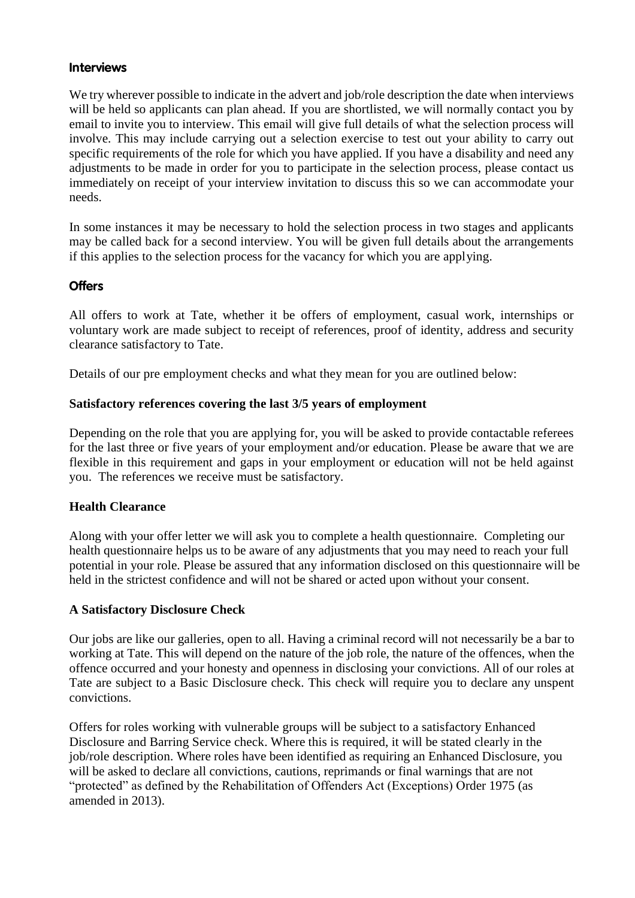## Interviews

We try wherever possible to indicate in the advert and job/role description the date when interviews will be held so applicants can plan ahead. If you are shortlisted, we will normally contact you by email to invite you to interview. This email will give full details of what the selection process will involve. This may include carrying out a selection exercise to test out your ability to carry out specific requirements of the role for which you have applied. If you have a disability and need any adjustments to be made in order for you to participate in the selection process, please contact us immediately on receipt of your interview invitation to discuss this so we can accommodate your needs.

In some instances it may be necessary to hold the selection process in two stages and applicants may be called back for a second interview. You will be given full details about the arrangements if this applies to the selection process for the vacancy for which you are applying.

## Offers

All offers to work at Tate, whether it be offers of employment, casual work, internships or voluntary work are made subject to receipt of references, proof of identity, address and security clearance satisfactory to Tate.

Details of our pre employment checks and what they mean for you are outlined below:

### Satisfactory references covering the last 3/5 years of employment

Depending on the role that you are applying for, you will be asked to provide contactable referees for the last three or five years of your employment and/or education. Please be aware that we are flexible in this requirement and gaps in your employment or education will not be held against you. The references we receive must be satisfactory.

### Health Clearance

Along with your offer letter we will ask you to complete a health questionnaire. Completing our health questionnaire helps us to be aware of any adjustments that you may need to reach your full potential in your role. Please be assured that any information disclosed on this questionnaire will be held in the strictest confidence and will not be shared or acted upon without your consent.

### A Satisfactory Disclosure Check

Our jobs are like our galleries, open to all. Having a criminal record will not necessarily be a bar to working at Tate. This will depend on the nature of the job role, the nature of the offences, when the offence occurred and your honesty and openness in disclosing your convictions. All of our roles at Tate are subject to a Basic Disclosure check. This check will require you to declare any unspent convictions.

Offers for roles working with vulnerable groups will be subject to a satisfactory Enhanced Disclosure and Barring Service check. Where this is required, it will be stated clearly in the job/role description. Where roles have been identified as requiring an Enhanced Disclosure, you will be asked to declare all convictions, cautions, reprimands or final warnings that are not "protected" as defined by the Rehabilitation of Offenders Act (Exceptions) Order 1975 (as amended in 2013).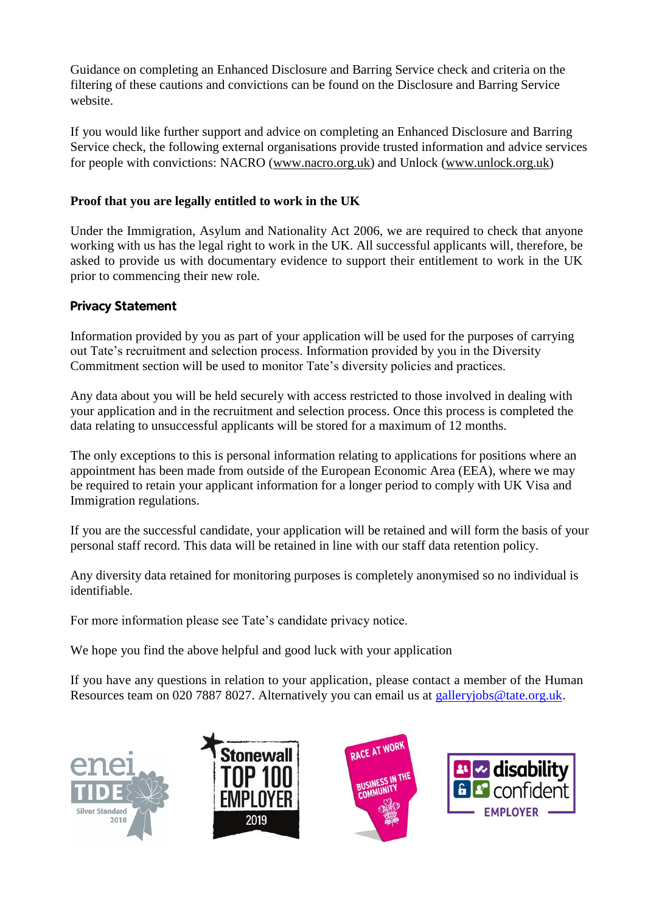Guidance on completing an Enhanced Disclosure and Barring Service check and criteria on the filtering of these cautions and convictions can be found on the Disclosure and Barring Service website.

If you would like further support and advice on completing an Enhanced Disclosure and Barring Service check, the following external organisations provide trusted information and advice services for people with convictions: NACRO (www.nacro.org.uk) and Unlock (www.unlock.org.uk)

**Proof that you are legally entitled to work in the UK**

Under the Immigration, Asylum and Nationality Act 2006, we are required to check that anyone working with us has the legal right to work in the UK. All successful applicants will, therefore, be asked to provide us with documentary evidence to support their entitlement to work in the UK prior to commencing their new role.

**Privacy Statement**

Information provided by you as part of your application will be used for the purposes of carrying out Tate's recruitment and selection process. Information provided by you in the Diversity Commitment section will be used to monitor Tate's diversity policies and practices.

Any data about you will be held securely with access restricted to those involved in dealing with your application and in the recruitment and selection process. Once this process is completed the data relating to unsuccessful applicants will be stored for a maximum of 12 months.

The only exceptions to this is personal information relating to applications for positions where an appointment has been made from outside of the European Economic Area (EEA), where we may be required to retain your applicant information for a longer period to comply with UK Visa and Immigration regulations.

If you are the successful candidate, your application will be retained and will form the basis of your personal staff record. This data will be retained in line with our staff data retention policy.

Any diversity data retained for monitoring purposes is completely anonymised so no individual is identifiable.

For more information please see Tate's candidate privacy notice.

We hope you find the above helpful and good luck with your application

If you have any questions in relation to your application, please contact a member of the Human Resources team on 020 7887 8027. Alternatively you can email us at galleryjobs@tate.org.uk.

enei TIDE Silver Standard 2018

Stonewall TOP 100 EMPLOYER 2019

RACE AT WORK BUSINESS IN THE COMMUNITY

disability confident EMPLOYER